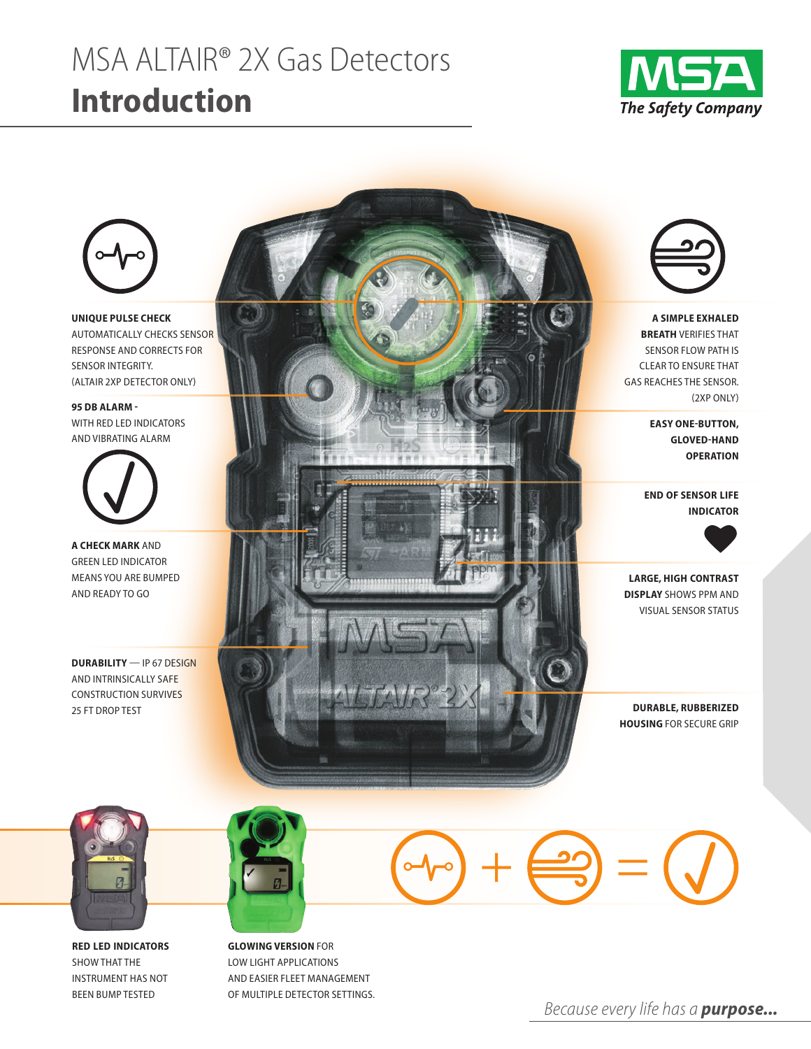# MSA ALTAIR® 2X Gas Detectors
## Introduction

MSA The Safety Company

**UNIQUE PULSE CHECK** AUTOMATICALLY CHECKS SENSOR RESPONSE AND CORRECTS FOR SENSOR INTEGRITY. (ALTAIR 2XP DETECTOR ONLY)

**95 DB ALARM -** WITH RED LED INDICATORS AND VIBRATING ALARM

**A CHECK MARK** AND GREEN LED INDICATOR MEANS YOU ARE BUMPED AND READY TO GO

**DURABILITY** — IP 67 DESIGN AND INTRINSICALLY SAFE CONSTRUCTION SURVIVES 25 FT DROP TEST

**A SIMPLE EXHALED BREATH** VERIFIES THAT SENSOR FLOW PATH IS CLEAR TO ENSURE THAT GAS REACHES THE SENSOR. (2XP ONLY)

**EASY ONE-BUTTON, GLOVED-HAND OPERATION**

**END OF SENSOR LIFE INDICATOR**

**LARGE, HIGH CONTRAST DISPLAY** SHOWS PPM AND VISUAL SENSOR STATUS

**DURABLE, RUBBERIZED HOUSING** FOR SECURE GRIP

**RED LED INDICATORS** SHOW THAT THE INSTRUMENT HAS NOT BEEN BUMP TESTED

**GLOWING VERSION** FOR LOW LIGHT APPLICATIONS AND EASIER FLEET MANAGEMENT OF MULTIPLE DETECTOR SETTINGS.

*Because every life has a **purpose...***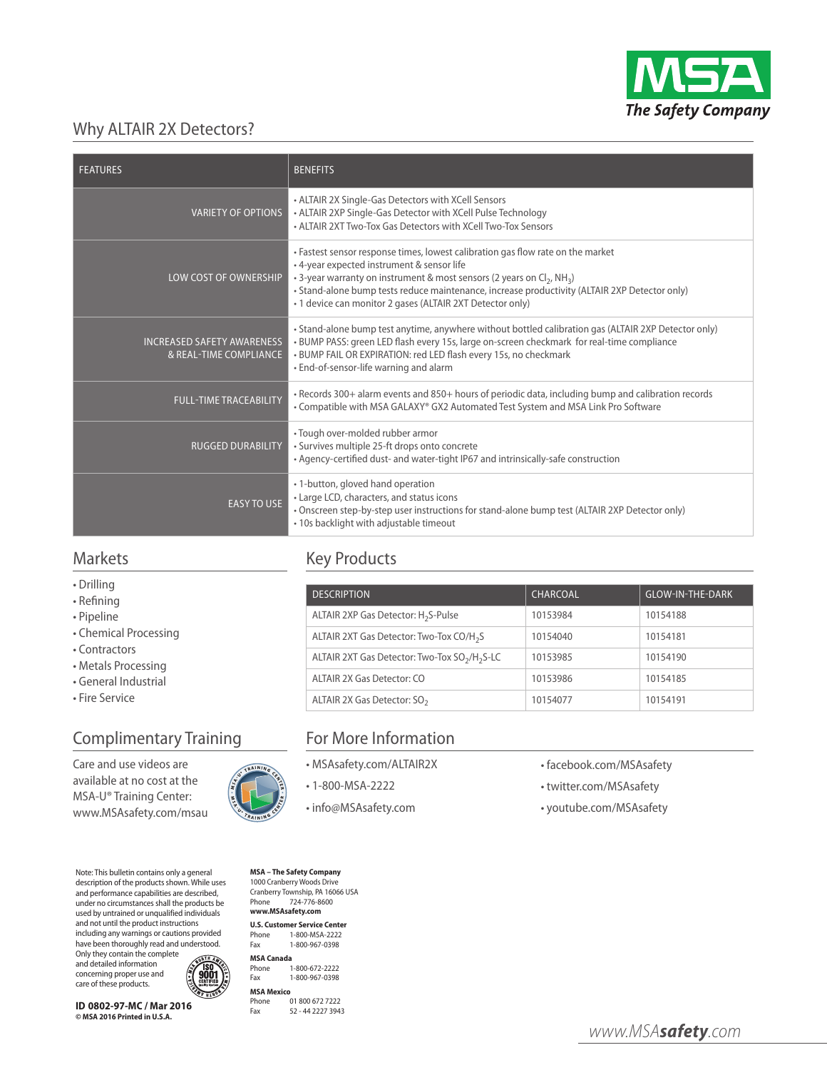MSA
The Safety Company

## Why ALTAIR 2X Detectors?

| FEATURES | BENEFITS |
|---|---|
| VARIETY OF OPTIONS | • ALTAIR 2X Single-Gas Detectors with XCell Sensors<br>• ALTAIR 2XP Single-Gas Detector with XCell Pulse Technology<br>• ALTAIR 2XT Two-Tox Gas Detectors with XCell Two-Tox Sensors |
| LOW COST OF OWNERSHIP | • Fastest sensor response times, lowest calibration gas flow rate on the market<br>• 4-year expected instrument & sensor life<br>• 3-year warranty on instrument & most sensors (2 years on $Cl_2$, $NH_3$)<br>• Stand-alone bump tests reduce maintenance, increase productivity (ALTAIR 2XP Detector only)<br>• 1 device can monitor 2 gases (ALTAIR 2XT Detector only) |
| INCREASED SAFETY AWARENESS & REAL-TIME COMPLIANCE | • Stand-alone bump test anytime, anywhere without bottled calibration gas (ALTAIR 2XP Detector only)<br>• BUMP PASS: green LED flash every 15s, large on-screen checkmark for real-time compliance<br>• BUMP FAIL OR EXPIRATION: red LED flash every 15s, no checkmark<br>• End-of-sensor-life warning and alarm |
| FULL-TIME TRACEABILITY | • Records 300+ alarm events and 850+ hours of periodic data, including bump and calibration records<br>• Compatible with MSA GALAXY® GX2 Automated Test System and MSA Link Pro Software |
| RUGGED DURABILITY | • Tough over-molded rubber armor<br>• Survives multiple 25-ft drops onto concrete<br>• Agency-certified dust- and water-tight IP67 and intrinsically-safe construction |
| EASY TO USE | • 1-button, gloved hand operation<br>• Large LCD, characters, and status icons<br>• Onscreen step-by-step user instructions for stand-alone bump test (ALTAIR 2XP Detector only)<br>• 10s backlight with adjustable timeout |

## Markets

- Drilling
- Refining
- Pipeline
- Chemical Processing
- Contractors
- Metals Processing
- General Industrial
- Fire Service

## Key Products

| DESCRIPTION | CHARCOAL | GLOW-IN-THE-DARK |
|---|---|---|
| ALTAIR 2XP Gas Detector: $H_2S$-Pulse | 10153984 | 10154188 |
| ALTAIR 2XT Gas Detector: Two-Tox $CO/H_2S$ | 10154040 | 10154181 |
| ALTAIR 2XT Gas Detector: Two-Tox $SO_2/H_2S$-LC | 10153985 | 10154190 |
| ALTAIR 2X Gas Detector: CO | 10153986 | 10154185 |
| ALTAIR 2X Gas Detector: $SO_2$ | 10154077 | 10154191 |

## Complimentary Training

Care and use videos are available at no cost at the MSA-U® Training Center: www.MSAsafety.com/msau

## For More Information

- MSAsafety.com/ALTAIR2X
- 1-800-MSA-2222
- info@MSAsafety.com
- facebook.com/MSAsafety
- twitter.com/MSAsafety
- youtube.com/MSAsafety

Note: This bulletin contains only a general description of the products shown. While uses and performance capabilities are described, under no circumstances shall the products be used by untrained or unqualified individuals and not until the product instructions including any warnings or cautions provided have been thoroughly read and understood. Only they contain the complete and detailed information concerning proper use and care of these products.

**ID 0802-97-MC / Mar 2016**
**© MSA 2016 Printed in U.S.A.**

**MSA – The Safety Company**
1000 Cranberry Woods Drive
Cranberry Township, PA 16066 USA
Phone 724-776-8600
**www.MSAsafety.com**

**U.S. Customer Service Center**
Phone 1-800-MSA-2222
Fax 1-800-967-0398

**MSA Canada**
Phone 1-800-672-2222
Fax 1-800-967-0398

**MSA Mexico**
Phone 01 800 672 7222
Fax 52 - 44 2227 3943

www.MSA***safety***.com